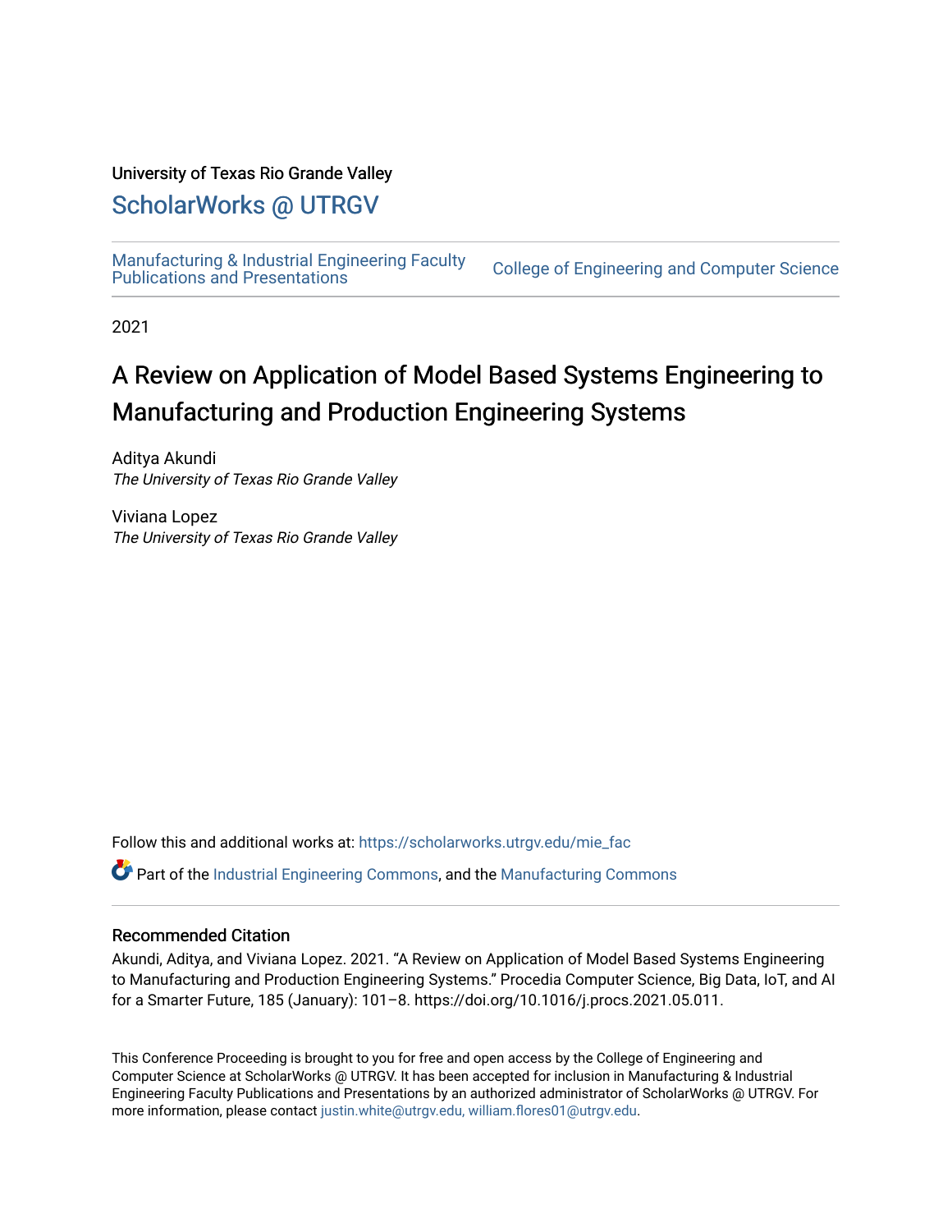University of Texas Rio Grande Valley

## ScholarWorks @ UTRGV

Manufacturing & Industrial Engineering Faculty Publications and Presentations

College of Engineering and Computer Science

2021

# A Review on Application of Model Based Systems Engineering to Manufacturing and Production Engineering Systems

Aditya Akundi
*The University of Texas Rio Grande Valley*

Viviana Lopez
*The University of Texas Rio Grande Valley*

Follow this and additional works at: https://scholarworks.utrgv.edu/mie_fac

Part of the Industrial Engineering Commons, and the Manufacturing Commons

### Recommended Citation

Akundi, Aditya, and Viviana Lopez. 2021. "A Review on Application of Model Based Systems Engineering to Manufacturing and Production Engineering Systems." Procedia Computer Science, Big Data, IoT, and AI for a Smarter Future, 185 (January): 101–8. https://doi.org/10.1016/j.procs.2021.05.011.

This Conference Proceeding is brought to you for free and open access by the College of Engineering and Computer Science at ScholarWorks @ UTRGV. It has been accepted for inclusion in Manufacturing & Industrial Engineering Faculty Publications and Presentations by an authorized administrator of ScholarWorks @ UTRGV. For more information, please contact justin.white@utrgv.edu, william.flores01@utrgv.edu.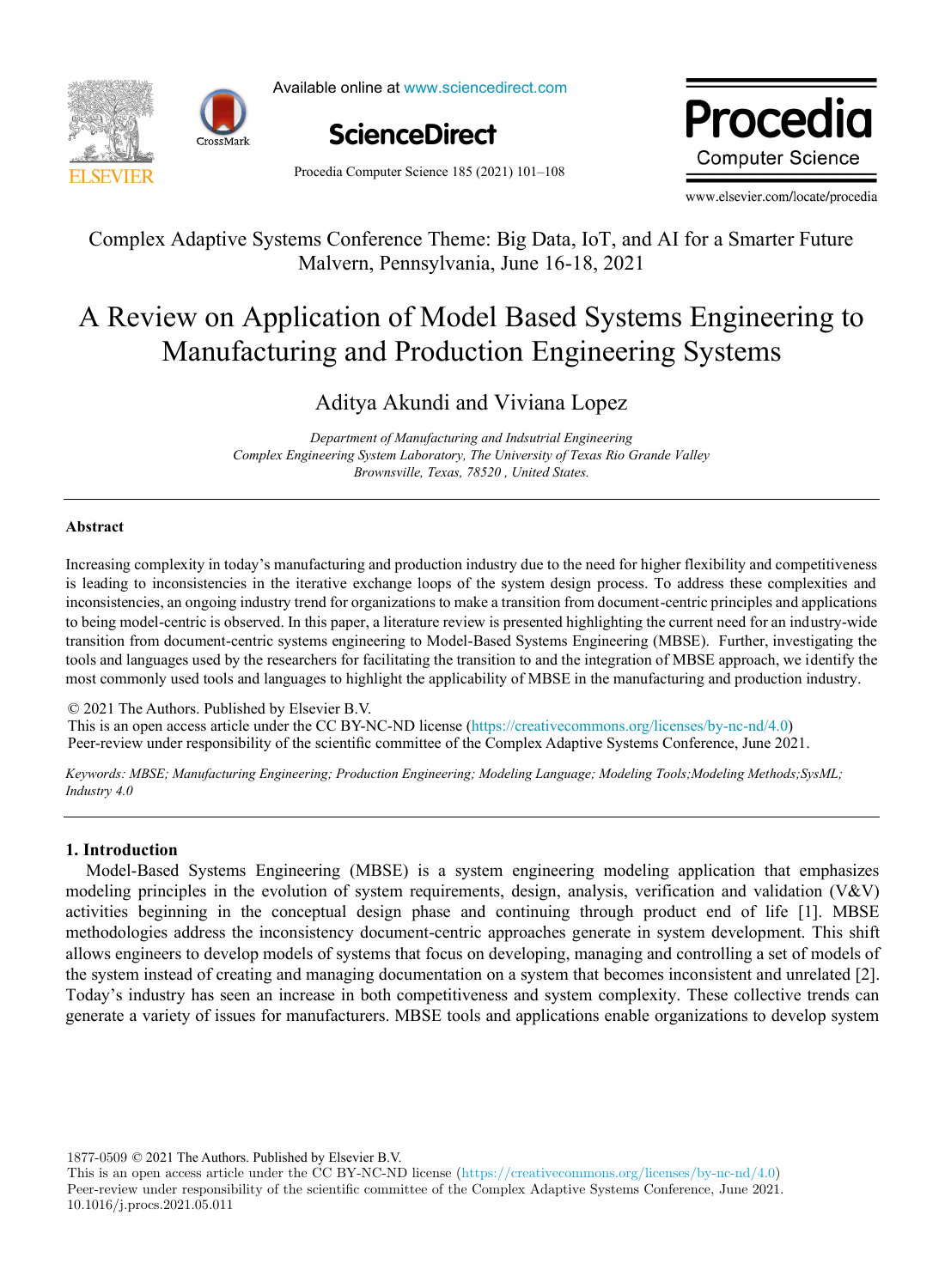# A Review on Application of Model Based Systems Engineering to Manufacturing and Production Engineering Systems

Aditya Akundi and Viviana Lopez

*Department of Manufacturing and Indsutrial Engineering*
*Complex Engineering System Laboratory, The University of Texas Rio Grande Valley*
*Brownsville, Texas, 78520 , United States.*

---

**Abstract**

Increasing complexity in today's manufacturing and production industry due to the need for higher flexibility and competitiveness is leading to inconsistencies in the iterative exchange loops of the system design process. To address these complexities and inconsistencies, an ongoing industry trend for organizations to make a transition from document-centric principles and applications to being model-centric is observed. In this paper, a literature review is presented highlighting the current need for an industry-wide transition from document-centric systems engineering to Model-Based Systems Engineering (MBSE). Further, investigating the tools and languages used by the researchers for facilitating the transition to and the integration of MBSE approach, we identify the most commonly used tools and languages to highlight the applicability of MBSE in the manufacturing and production industry.

© 2021 The Authors. Published by Elsevier B.V.
This is an open access article under the CC BY-NC-ND license (https://creativecommons.org/licenses/by-nc-nd/4.0)
Peer-review under responsibility of the scientific committee of the Complex Adaptive Systems Conference, June 2021.

*Keywords:* *MBSE; Manufacturing Engineering; Production Engineering; Modeling Language; Modeling Tools;Modeling Methods;SysML; Industry 4.0*

---

## 1. Introduction

Model-Based Systems Engineering (MBSE) is a system engineering modeling application that emphasizes modeling principles in the evolution of system requirements, design, analysis, verification and validation (V&V) activities beginning in the conceptual design phase and continuing through product end of life [1]. MBSE methodologies address the inconsistency document-centric approaches generate in system development. This shift allows engineers to develop models of systems that focus on developing, managing and controlling a set of models of the system instead of creating and managing documentation on a system that becomes inconsistent and unrelated [2]. Today's industry has seen an increase in both competitiveness and system complexity. These collective trends can generate a variety of issues for manufacturers. MBSE tools and applications enable organizations to develop system

1877-0509 © 2021 The Authors. Published by Elsevier B.V.
This is an open access article under the CC BY-NC-ND license (https://creativecommons.org/licenses/by-nc-nd/4.0)
Peer-review under responsibility of the scientific committee of the Complex Adaptive Systems Conference, June 2021.
10.1016/j.procs.2021.05.011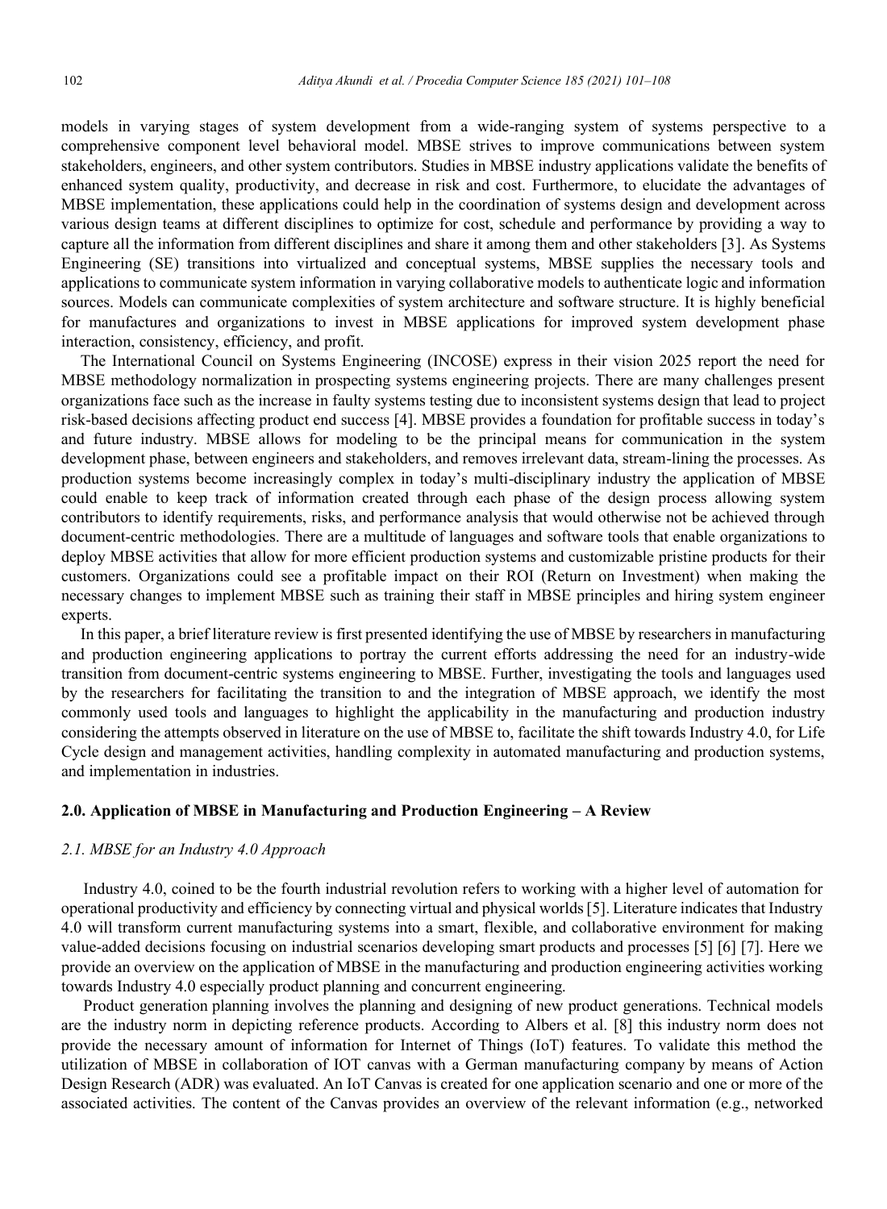models in varying stages of system development from a wide-ranging system of systems perspective to a comprehensive component level behavioral model. MBSE strives to improve communications between system stakeholders, engineers, and other system contributors. Studies in MBSE industry applications validate the benefits of enhanced system quality, productivity, and decrease in risk and cost. Furthermore, to elucidate the advantages of MBSE implementation, these applications could help in the coordination of systems design and development across various design teams at different disciplines to optimize for cost, schedule and performance by providing a way to capture all the information from different disciplines and share it among them and other stakeholders [3]. As Systems Engineering (SE) transitions into virtualized and conceptual systems, MBSE supplies the necessary tools and applications to communicate system information in varying collaborative models to authenticate logic and information sources. Models can communicate complexities of system architecture and software structure. It is highly beneficial for manufactures and organizations to invest in MBSE applications for improved system development phase interaction, consistency, efficiency, and profit.

The International Council on Systems Engineering (INCOSE) express in their vision 2025 report the need for MBSE methodology normalization in prospecting systems engineering projects. There are many challenges present organizations face such as the increase in faulty systems testing due to inconsistent systems design that lead to project risk-based decisions affecting product end success [4]. MBSE provides a foundation for profitable success in today's and future industry. MBSE allows for modeling to be the principal means for communication in the system development phase, between engineers and stakeholders, and removes irrelevant data, stream-lining the processes. As production systems become increasingly complex in today's multi-disciplinary industry the application of MBSE could enable to keep track of information created through each phase of the design process allowing system contributors to identify requirements, risks, and performance analysis that would otherwise not be achieved through document-centric methodologies. There are a multitude of languages and software tools that enable organizations to deploy MBSE activities that allow for more efficient production systems and customizable pristine products for their customers. Organizations could see a profitable impact on their ROI (Return on Investment) when making the necessary changes to implement MBSE such as training their staff in MBSE principles and hiring system engineer experts.

In this paper, a brief literature review is first presented identifying the use of MBSE by researchers in manufacturing and production engineering applications to portray the current efforts addressing the need for an industry-wide transition from document-centric systems engineering to MBSE. Further, investigating the tools and languages used by the researchers for facilitating the transition to and the integration of MBSE approach, we identify the most commonly used tools and languages to highlight the applicability in the manufacturing and production industry considering the attempts observed in literature on the use of MBSE to, facilitate the shift towards Industry 4.0, for Life Cycle design and management activities, handling complexity in automated manufacturing and production systems, and implementation in industries.

## 2.0. Application of MBSE in Manufacturing and Production Engineering – A Review

### *2.1. MBSE for an Industry 4.0 Approach*

Industry 4.0, coined to be the fourth industrial revolution refers to working with a higher level of automation for operational productivity and efficiency by connecting virtual and physical worlds [5]. Literature indicates that Industry 4.0 will transform current manufacturing systems into a smart, flexible, and collaborative environment for making value-added decisions focusing on industrial scenarios developing smart products and processes [5] [6] [7]. Here we provide an overview on the application of MBSE in the manufacturing and production engineering activities working towards Industry 4.0 especially product planning and concurrent engineering.

Product generation planning involves the planning and designing of new product generations. Technical models are the industry norm in depicting reference products. According to Albers et al. [8] this industry norm does not provide the necessary amount of information for Internet of Things (IoT) features. To validate this method the utilization of MBSE in collaboration of IOT canvas with a German manufacturing company by means of Action Design Research (ADR) was evaluated. An IoT Canvas is created for one application scenario and one or more of the associated activities. The content of the Canvas provides an overview of the relevant information (e.g., networked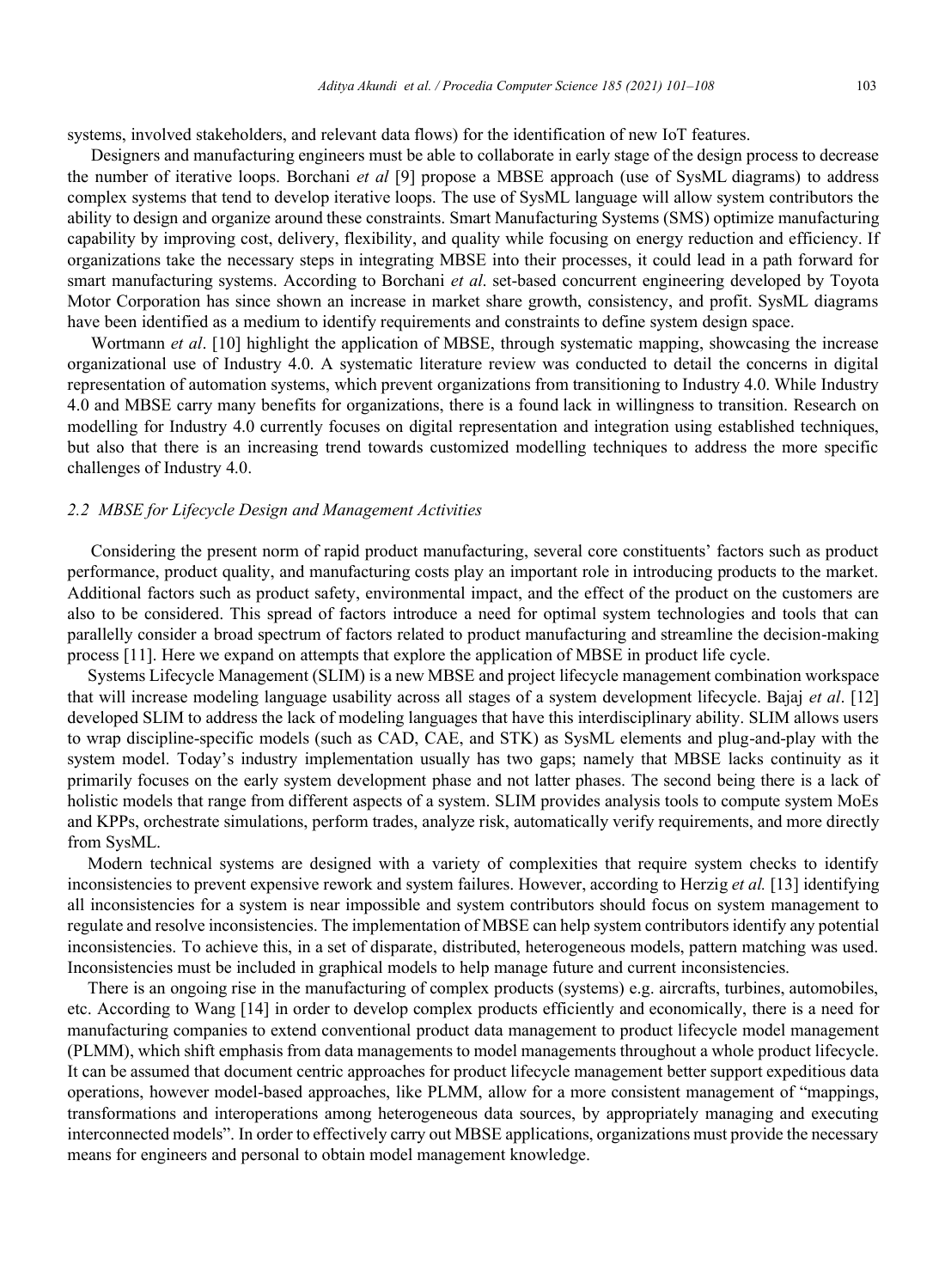systems, involved stakeholders, and relevant data flows) for the identification of new IoT features.

Designers and manufacturing engineers must be able to collaborate in early stage of the design process to decrease the number of iterative loops. Borchani *et al* [9] propose a MBSE approach (use of SysML diagrams) to address complex systems that tend to develop iterative loops. The use of SysML language will allow system contributors the ability to design and organize around these constraints. Smart Manufacturing Systems (SMS) optimize manufacturing capability by improving cost, delivery, flexibility, and quality while focusing on energy reduction and efficiency. If organizations take the necessary steps in integrating MBSE into their processes, it could lead in a path forward for smart manufacturing systems. According to Borchani *et al*. set-based concurrent engineering developed by Toyota Motor Corporation has since shown an increase in market share growth, consistency, and profit. SysML diagrams have been identified as a medium to identify requirements and constraints to define system design space.

Wortmann *et al*. [10] highlight the application of MBSE, through systematic mapping, showcasing the increase organizational use of Industry 4.0. A systematic literature review was conducted to detail the concerns in digital representation of automation systems, which prevent organizations from transitioning to Industry 4.0. While Industry 4.0 and MBSE carry many benefits for organizations, there is a found lack in willingness to transition. Research on modelling for Industry 4.0 currently focuses on digital representation and integration using established techniques, but also that there is an increasing trend towards customized modelling techniques to address the more specific challenges of Industry 4.0.

### *2.2 MBSE for Lifecycle Design and Management Activities*

Considering the present norm of rapid product manufacturing, several core constituents' factors such as product performance, product quality, and manufacturing costs play an important role in introducing products to the market. Additional factors such as product safety, environmental impact, and the effect of the product on the customers are also to be considered. This spread of factors introduce a need for optimal system technologies and tools that can parallelly consider a broad spectrum of factors related to product manufacturing and streamline the decision-making process [11]. Here we expand on attempts that explore the application of MBSE in product life cycle.

Systems Lifecycle Management (SLIM) is a new MBSE and project lifecycle management combination workspace that will increase modeling language usability across all stages of a system development lifecycle. Bajaj *et al*. [12] developed SLIM to address the lack of modeling languages that have this interdisciplinary ability. SLIM allows users to wrap discipline-specific models (such as CAD, CAE, and STK) as SysML elements and plug-and-play with the system model. Today's industry implementation usually has two gaps; namely that MBSE lacks continuity as it primarily focuses on the early system development phase and not latter phases. The second being there is a lack of holistic models that range from different aspects of a system. SLIM provides analysis tools to compute system MoEs and KPPs, orchestrate simulations, perform trades, analyze risk, automatically verify requirements, and more directly from SysML.

Modern technical systems are designed with a variety of complexities that require system checks to identify inconsistencies to prevent expensive rework and system failures. However, according to Herzig *et al.* [13] identifying all inconsistencies for a system is near impossible and system contributors should focus on system management to regulate and resolve inconsistencies. The implementation of MBSE can help system contributors identify any potential inconsistencies. To achieve this, in a set of disparate, distributed, heterogeneous models, pattern matching was used. Inconsistencies must be included in graphical models to help manage future and current inconsistencies.

There is an ongoing rise in the manufacturing of complex products (systems) e.g. aircrafts, turbines, automobiles, etc. According to Wang [14] in order to develop complex products efficiently and economically, there is a need for manufacturing companies to extend conventional product data management to product lifecycle model management (PLMM), which shift emphasis from data managements to model managements throughout a whole product lifecycle. It can be assumed that document centric approaches for product lifecycle management better support expeditious data operations, however model-based approaches, like PLMM, allow for a more consistent management of "mappings, transformations and interoperations among heterogeneous data sources, by appropriately managing and executing interconnected models". In order to effectively carry out MBSE applications, organizations must provide the necessary means for engineers and personal to obtain model management knowledge.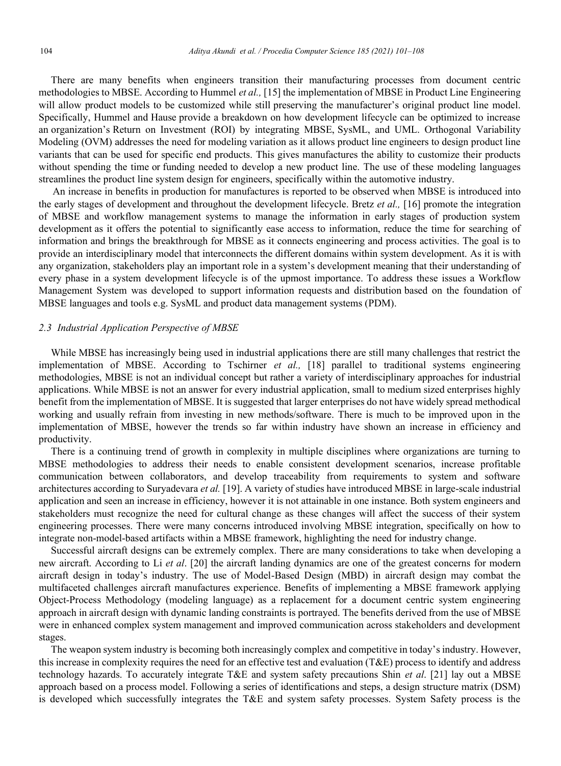There are many benefits when engineers transition their manufacturing processes from document centric methodologies to MBSE. According to Hummel *et al.,* [15] the implementation of MBSE in Product Line Engineering will allow product models to be customized while still preserving the manufacturer's original product line model. Specifically, Hummel and Hause provide a breakdown on how development lifecycle can be optimized to increase an organization's Return on Investment (ROI) by integrating MBSE, SysML, and UML. Orthogonal Variability Modeling (OVM) addresses the need for modeling variation as it allows product line engineers to design product line variants that can be used for specific end products. This gives manufactures the ability to customize their products without spending the time or funding needed to develop a new product line. The use of these modeling languages streamlines the product line system design for engineers, specifically within the automotive industry.

An increase in benefits in production for manufactures is reported to be observed when MBSE is introduced into the early stages of development and throughout the development lifecycle. Bretz *et al.,* [16] promote the integration of MBSE and workflow management systems to manage the information in early stages of production system development as it offers the potential to significantly ease access to information, reduce the time for searching of information and brings the breakthrough for MBSE as it connects engineering and process activities. The goal is to provide an interdisciplinary model that interconnects the different domains within system development. As it is with any organization, stakeholders play an important role in a system's development meaning that their understanding of every phase in a system development lifecycle is of the upmost importance. To address these issues a Workflow Management System was developed to support information requests and distribution based on the foundation of MBSE languages and tools e.g. SysML and product data management systems (PDM).

### *2.3 Industrial Application Perspective of MBSE*

While MBSE has increasingly being used in industrial applications there are still many challenges that restrict the implementation of MBSE. According to Tschirner *et al.,* [18] parallel to traditional systems engineering methodologies, MBSE is not an individual concept but rather a variety of interdisciplinary approaches for industrial applications. While MBSE is not an answer for every industrial application, small to medium sized enterprises highly benefit from the implementation of MBSE. It is suggested that larger enterprises do not have widely spread methodical working and usually refrain from investing in new methods/software. There is much to be improved upon in the implementation of MBSE, however the trends so far within industry have shown an increase in efficiency and productivity.

There is a continuing trend of growth in complexity in multiple disciplines where organizations are turning to MBSE methodologies to address their needs to enable consistent development scenarios, increase profitable communication between collaborators, and develop traceability from requirements to system and software architectures according to Suryadevara *et al.* [19]. A variety of studies have introduced MBSE in large-scale industrial application and seen an increase in efficiency, however it is not attainable in one instance. Both system engineers and stakeholders must recognize the need for cultural change as these changes will affect the success of their system engineering processes. There were many concerns introduced involving MBSE integration, specifically on how to integrate non-model-based artifacts within a MBSE framework, highlighting the need for industry change.

Successful aircraft designs can be extremely complex. There are many considerations to take when developing a new aircraft. According to Li *et al*. [20] the aircraft landing dynamics are one of the greatest concerns for modern aircraft design in today's industry. The use of Model-Based Design (MBD) in aircraft design may combat the multifaceted challenges aircraft manufactures experience. Benefits of implementing a MBSE framework applying Object-Process Methodology (modeling language) as a replacement for a document centric system engineering approach in aircraft design with dynamic landing constraints is portrayed. The benefits derived from the use of MBSE were in enhanced complex system management and improved communication across stakeholders and development stages.

The weapon system industry is becoming both increasingly complex and competitive in today's industry. However, this increase in complexity requires the need for an effective test and evaluation (T&E) process to identify and address technology hazards. To accurately integrate T&E and system safety precautions Shin *et al*. [21] lay out a MBSE approach based on a process model. Following a series of identifications and steps, a design structure matrix (DSM) is developed which successfully integrates the T&E and system safety processes. System Safety process is the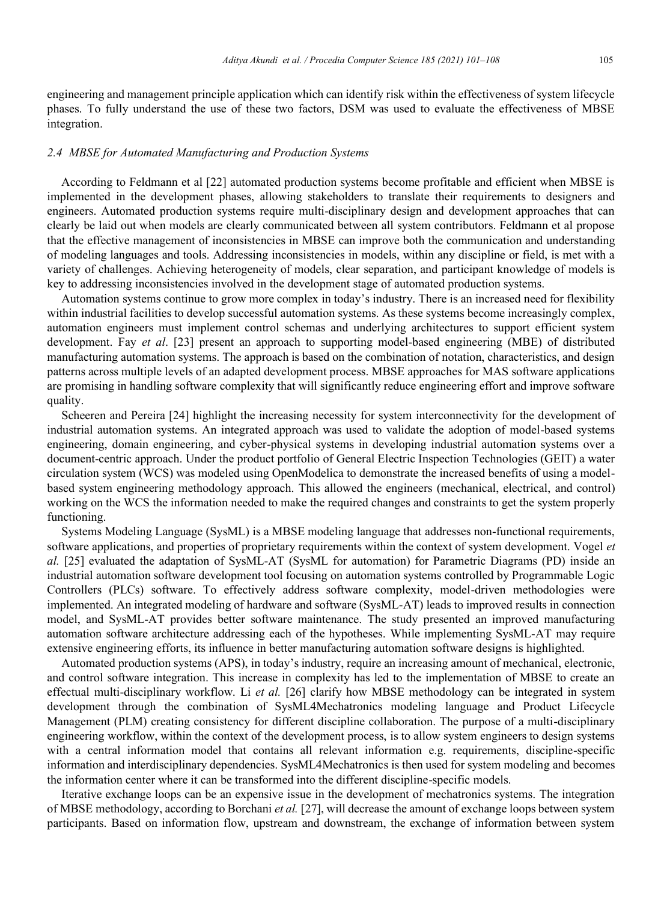engineering and management principle application which can identify risk within the effectiveness of system lifecycle phases. To fully understand the use of these two factors, DSM was used to evaluate the effectiveness of MBSE integration.

### *2.4 MBSE for Automated Manufacturing and Production Systems*

According to Feldmann et al [22] automated production systems become profitable and efficient when MBSE is implemented in the development phases, allowing stakeholders to translate their requirements to designers and engineers. Automated production systems require multi-disciplinary design and development approaches that can clearly be laid out when models are clearly communicated between all system contributors. Feldmann et al propose that the effective management of inconsistencies in MBSE can improve both the communication and understanding of modeling languages and tools. Addressing inconsistencies in models, within any discipline or field, is met with a variety of challenges. Achieving heterogeneity of models, clear separation, and participant knowledge of models is key to addressing inconsistencies involved in the development stage of automated production systems.

Automation systems continue to grow more complex in today's industry. There is an increased need for flexibility within industrial facilities to develop successful automation systems. As these systems become increasingly complex, automation engineers must implement control schemas and underlying architectures to support efficient system development. Fay *et al*. [23] present an approach to supporting model-based engineering (MBE) of distributed manufacturing automation systems. The approach is based on the combination of notation, characteristics, and design patterns across multiple levels of an adapted development process. MBSE approaches for MAS software applications are promising in handling software complexity that will significantly reduce engineering effort and improve software quality.

Scheeren and Pereira [24] highlight the increasing necessity for system interconnectivity for the development of industrial automation systems. An integrated approach was used to validate the adoption of model-based systems engineering, domain engineering, and cyber-physical systems in developing industrial automation systems over a document-centric approach. Under the product portfolio of General Electric Inspection Technologies (GEIT) a water circulation system (WCS) was modeled using OpenModelica to demonstrate the increased benefits of using a model-based system engineering methodology approach. This allowed the engineers (mechanical, electrical, and control) working on the WCS the information needed to make the required changes and constraints to get the system properly functioning.

Systems Modeling Language (SysML) is a MBSE modeling language that addresses non-functional requirements, software applications, and properties of proprietary requirements within the context of system development. Vogel *et al.* [25] evaluated the adaptation of SysML-AT (SysML for automation) for Parametric Diagrams (PD) inside an industrial automation software development tool focusing on automation systems controlled by Programmable Logic Controllers (PLCs) software. To effectively address software complexity, model-driven methodologies were implemented. An integrated modeling of hardware and software (SysML-AT) leads to improved results in connection model, and SysML-AT provides better software maintenance. The study presented an improved manufacturing automation software architecture addressing each of the hypotheses. While implementing SysML-AT may require extensive engineering efforts, its influence in better manufacturing automation software designs is highlighted.

Automated production systems (APS), in today's industry, require an increasing amount of mechanical, electronic, and control software integration. This increase in complexity has led to the implementation of MBSE to create an effectual multi-disciplinary workflow. Li *et al.* [26] clarify how MBSE methodology can be integrated in system development through the combination of SysML4Mechatronics modeling language and Product Lifecycle Management (PLM) creating consistency for different discipline collaboration. The purpose of a multi-disciplinary engineering workflow, within the context of the development process, is to allow system engineers to design systems with a central information model that contains all relevant information e.g. requirements, discipline-specific information and interdisciplinary dependencies. SysML4Mechatronics is then used for system modeling and becomes the information center where it can be transformed into the different discipline-specific models.

Iterative exchange loops can be an expensive issue in the development of mechatronics systems. The integration of MBSE methodology, according to Borchani *et al.* [27], will decrease the amount of exchange loops between system participants. Based on information flow, upstream and downstream, the exchange of information between system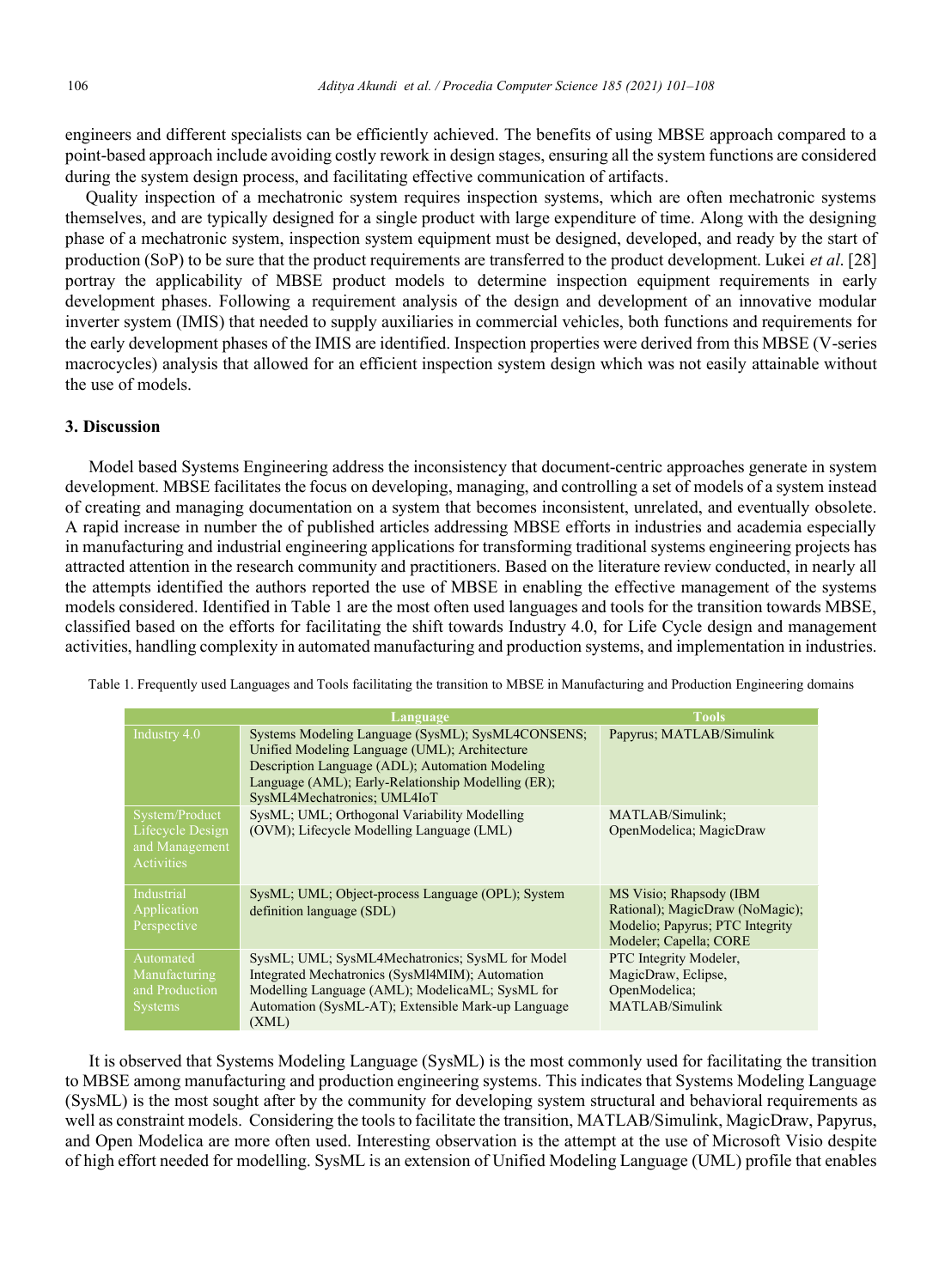engineers and different specialists can be efficiently achieved. The benefits of using MBSE approach compared to a point-based approach include avoiding costly rework in design stages, ensuring all the system functions are considered during the system design process, and facilitating effective communication of artifacts.

Quality inspection of a mechatronic system requires inspection systems, which are often mechatronic systems themselves, and are typically designed for a single product with large expenditure of time. Along with the designing phase of a mechatronic system, inspection system equipment must be designed, developed, and ready by the start of production (SoP) to be sure that the product requirements are transferred to the product development. Lukei *et al*. [28] portray the applicability of MBSE product models to determine inspection equipment requirements in early development phases. Following a requirement analysis of the design and development of an innovative modular inverter system (IMIS) that needed to supply auxiliaries in commercial vehicles, both functions and requirements for the early development phases of the IMIS are identified. Inspection properties were derived from this MBSE (V-series macrocycles) analysis that allowed for an efficient inspection system design which was not easily attainable without the use of models.

## 3. Discussion

Model based Systems Engineering address the inconsistency that document-centric approaches generate in system development. MBSE facilitates the focus on developing, managing, and controlling a set of models of a system instead of creating and managing documentation on a system that becomes inconsistent, unrelated, and eventually obsolete. A rapid increase in number the of published articles addressing MBSE efforts in industries and academia especially in manufacturing and industrial engineering applications for transforming traditional systems engineering projects has attracted attention in the research community and practitioners. Based on the literature review conducted, in nearly all the attempts identified the authors reported the use of MBSE in enabling the effective management of the systems models considered. Identified in Table 1 are the most often used languages and tools for the transition towards MBSE, classified based on the efforts for facilitating the shift towards Industry 4.0, for Life Cycle design and management activities, handling complexity in automated manufacturing and production systems, and implementation in industries.

Table 1. Frequently used Languages and Tools facilitating the transition to MBSE in Manufacturing and Production Engineering domains

| | Language | Tools |
|---|---|---|
| Industry 4.0 | Systems Modeling Language (SysML); SysML4CONSENS; Unified Modeling Language (UML); Architecture Description Language (ADL); Automation Modeling Language (AML); Early-Relationship Modelling (ER); SysML4Mechatronics; UML4IoT | Papyrus; MATLAB/Simulink |
| System/Product Lifecycle Design and Management Activities | SysML; UML; Orthogonal Variability Modelling (OVM); Lifecycle Modelling Language (LML) | MATLAB/Simulink; OpenModelica; MagicDraw |
| Industrial Application Perspective | SysML; UML; Object-process Language (OPL); System definition language (SDL) | MS Visio; Rhapsody (IBM Rational); MagicDraw (NoMagic); Modelio; Papyrus; PTC Integrity Modeler; Capella; CORE |
| Automated Manufacturing and Production Systems | SysML; UML; SysML4Mechatronics; SysML for Model Integrated Mechatronics (SysMl4MIM); Automation Modelling Language (AML); ModelicaML; SysML for Automation (SysML-AT); Extensible Mark-up Language (XML) | PTC Integrity Modeler, MagicDraw, Eclipse, OpenModelica; MATLAB/Simulink |

It is observed that Systems Modeling Language (SysML) is the most commonly used for facilitating the transition to MBSE among manufacturing and production engineering systems. This indicates that Systems Modeling Language (SysML) is the most sought after by the community for developing system structural and behavioral requirements as well as constraint models. Considering the tools to facilitate the transition, MATLAB/Simulink, MagicDraw, Papyrus, and Open Modelica are more often used. Interesting observation is the attempt at the use of Microsoft Visio despite of high effort needed for modelling. SysML is an extension of Unified Modeling Language (UML) profile that enables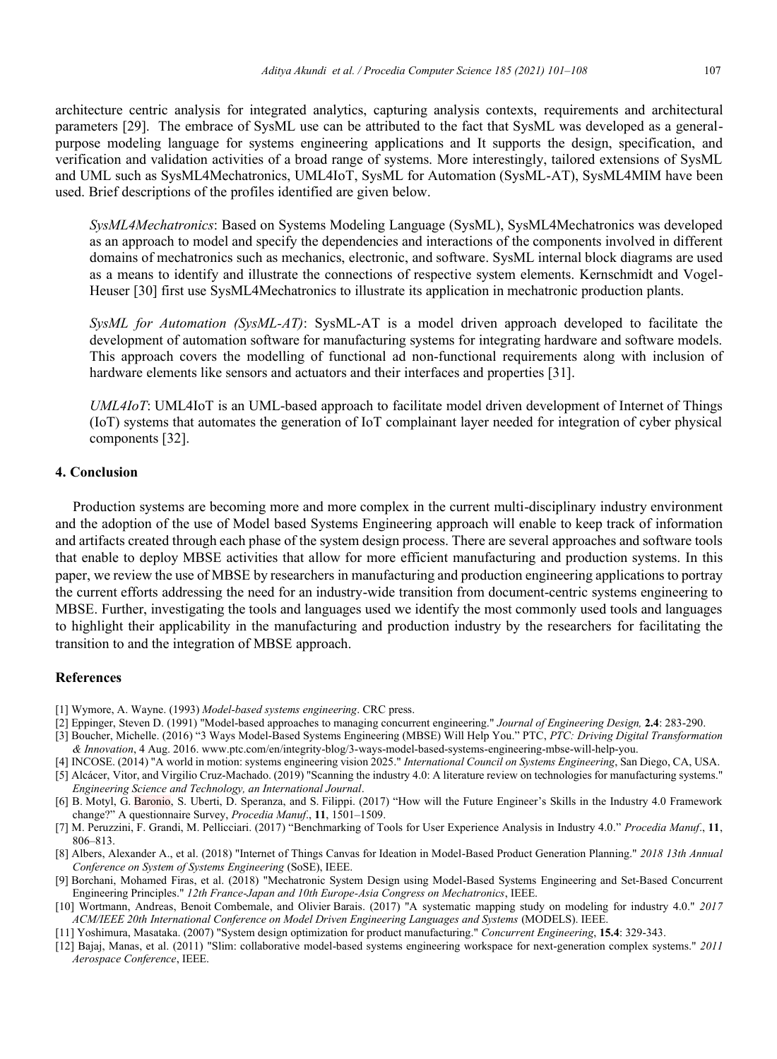architecture centric analysis for integrated analytics, capturing analysis contexts, requirements and architectural parameters [29]. The embrace of SysML use can be attributed to the fact that SysML was developed as a general-purpose modeling language for systems engineering applications and It supports the design, specification, and verification and validation activities of a broad range of systems. More interestingly, tailored extensions of SysML and UML such as SysML4Mechatronics, UML4IoT, SysML for Automation (SysML-AT), SysML4MIM have been used. Brief descriptions of the profiles identified are given below.

*SysML4Mechatronics*: Based on Systems Modeling Language (SysML), SysML4Mechatronics was developed as an approach to model and specify the dependencies and interactions of the components involved in different domains of mechatronics such as mechanics, electronic, and software. SysML internal block diagrams are used as a means to identify and illustrate the connections of respective system elements. Kernschmidt and Vogel-Heuser [30] first use SysML4Mechatronics to illustrate its application in mechatronic production plants.

*SysML for Automation (SysML-AT)*: SysML-AT is a model driven approach developed to facilitate the development of automation software for manufacturing systems for integrating hardware and software models. This approach covers the modelling of functional ad non-functional requirements along with inclusion of hardware elements like sensors and actuators and their interfaces and properties [31].

*UML4IoT*: UML4IoT is an UML-based approach to facilitate model driven development of Internet of Things (IoT) systems that automates the generation of IoT complainant layer needed for integration of cyber physical components [32].

## 4. Conclusion

Production systems are becoming more and more complex in the current multi-disciplinary industry environment and the adoption of the use of Model based Systems Engineering approach will enable to keep track of information and artifacts created through each phase of the system design process. There are several approaches and software tools that enable to deploy MBSE activities that allow for more efficient manufacturing and production systems. In this paper, we review the use of MBSE by researchers in manufacturing and production engineering applications to portray the current efforts addressing the need for an industry-wide transition from document-centric systems engineering to MBSE. Further, investigating the tools and languages used we identify the most commonly used tools and languages to highlight their applicability in the manufacturing and production industry by the researchers for facilitating the transition to and the integration of MBSE approach.

## References

[1] Wymore, A. Wayne. (1993) *Model-based systems engineering*. CRC press.

[2] Eppinger, Steven D. (1991) "Model-based approaches to managing concurrent engineering." *Journal of Engineering Design,* **2.4**: 283-290.

[3] Boucher, Michelle. (2016) "3 Ways Model-Based Systems Engineering (MBSE) Will Help You." PTC, *PTC: Driving Digital Transformation & Innovation*, 4 Aug. 2016. www.ptc.com/en/integrity-blog/3-ways-model-based-systems-engineering-mbse-will-help-you.

[4] INCOSE. (2014) "A world in motion: systems engineering vision 2025." *International Council on Systems Engineering*, San Diego, CA, USA.

[5] Alcácer, Vitor, and Virgilio Cruz-Machado. (2019) "Scanning the industry 4.0: A literature review on technologies for manufacturing systems." *Engineering Science and Technology, an International Journal*.

[6] B. Motyl, G. Baronio, S. Uberti, D. Speranza, and S. Filippi. (2017) "How will the Future Engineer's Skills in the Industry 4.0 Framework change?" A questionnaire Survey, *Procedia Manuf*., **11**, 1501–1509.

[7] M. Peruzzini, F. Grandi, M. Pellicciari. (2017) "Benchmarking of Tools for User Experience Analysis in Industry 4.0." *Procedia Manuf*., **11**, 806–813.

[8] Albers, Alexander A., et al. (2018) "Internet of Things Canvas for Ideation in Model-Based Product Generation Planning." *2018 13th Annual Conference on System of Systems Engineering* (SoSE), IEEE.

[9] Borchani, Mohamed Firas, et al. (2018) "Mechatronic System Design using Model-Based Systems Engineering and Set-Based Concurrent Engineering Principles." *12th France-Japan and 10th Europe-Asia Congress on Mechatronics*, IEEE.

[10] Wortmann, Andreas, Benoit Combemale, and Olivier Barais. (2017) "A systematic mapping study on modeling for industry 4.0." *2017 ACM/IEEE 20th International Conference on Model Driven Engineering Languages and Systems* (MODELS). IEEE.

[11] Yoshimura, Masataka. (2007) "System design optimization for product manufacturing." *Concurrent Engineering*, **15.4**: 329-343.

[12] Bajaj, Manas, et al. (2011) "Slim: collaborative model-based systems engineering workspace for next-generation complex systems." *2011 Aerospace Conference*, IEEE.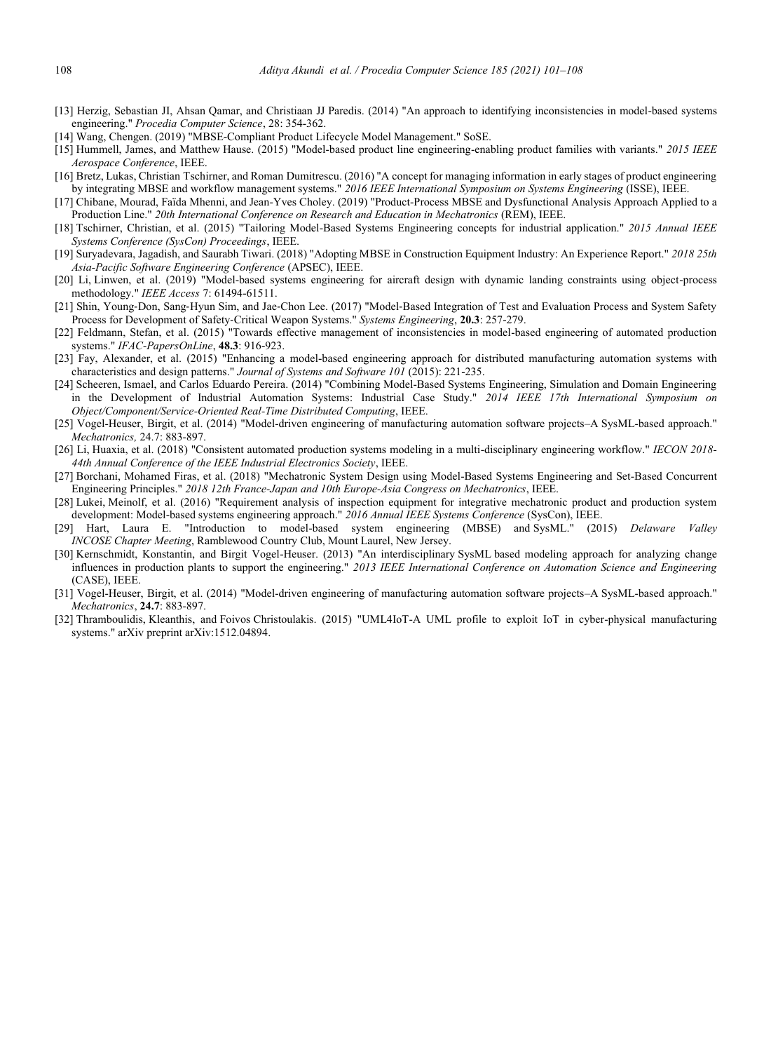[13] Herzig, Sebastian JI, Ahsan Qamar, and Christiaan JJ Paredis. (2014) "An approach to identifying inconsistencies in model-based systems engineering." *Procedia Computer Science*, 28: 354-362.

[14] Wang, Chengen. (2019) "MBSE-Compliant Product Lifecycle Model Management." SoSE.

[15] Hummell, James, and Matthew Hause. (2015) "Model-based product line engineering-enabling product families with variants." *2015 IEEE Aerospace Conference*, IEEE.

[16] Bretz, Lukas, Christian Tschirner, and Roman Dumitrescu. (2016) "A concept for managing information in early stages of product engineering by integrating MBSE and workflow management systems." *2016 IEEE International Symposium on Systems Engineering* (ISSE), IEEE.

[17] Chibane, Mourad, Faïda Mhenni, and Jean-Yves Choley. (2019) "Product-Process MBSE and Dysfunctional Analysis Approach Applied to a Production Line." *20th International Conference on Research and Education in Mechatronics* (REM), IEEE.

[18] Tschirner, Christian, et al. (2015) "Tailoring Model-Based Systems Engineering concepts for industrial application." *2015 Annual IEEE Systems Conference (SysCon) Proceedings*, IEEE.

[19] Suryadevara, Jagadish, and Saurabh Tiwari. (2018) "Adopting MBSE in Construction Equipment Industry: An Experience Report." *2018 25th Asia-Pacific Software Engineering Conference* (APSEC), IEEE.

[20] Li, Linwen, et al. (2019) "Model-based systems engineering for aircraft design with dynamic landing constraints using object-process methodology." *IEEE Access* 7: 61494-61511.

[21] Shin, Young-Don, Sang-Hyun Sim, and Jae-Chon Lee. (2017) "Model-Based Integration of Test and Evaluation Process and System Safety Process for Development of Safety-Critical Weapon Systems." *Systems Engineering*, **20.3**: 257-279.

[22] Feldmann, Stefan, et al. (2015) "Towards effective management of inconsistencies in model-based engineering of automated production systems." *IFAC-PapersOnLine*, **48.3**: 916-923.

[23] Fay, Alexander, et al. (2015) "Enhancing a model-based engineering approach for distributed manufacturing automation systems with characteristics and design patterns." *Journal of Systems and Software 101* (2015): 221-235.

[24] Scheeren, Ismael, and Carlos Eduardo Pereira. (2014) "Combining Model-Based Systems Engineering, Simulation and Domain Engineering in the Development of Industrial Automation Systems: Industrial Case Study." *2014 IEEE 17th International Symposium on Object/Component/Service-Oriented Real-Time Distributed Computing*, IEEE.

[25] Vogel-Heuser, Birgit, et al. (2014) "Model-driven engineering of manufacturing automation software projects–A SysML-based approach." *Mechatronics,* 24.7: 883-897.

[26] Li, Huaxia, et al. (2018) "Consistent automated production systems modeling in a multi-disciplinary engineering workflow." *IECON 2018-44th Annual Conference of the IEEE Industrial Electronics Society*, IEEE.

[27] Borchani, Mohamed Firas, et al. (2018) "Mechatronic System Design using Model-Based Systems Engineering and Set-Based Concurrent Engineering Principles." *2018 12th France-Japan and 10th Europe-Asia Congress on Mechatronics*, IEEE.

[28] Lukei, Meinolf, et al. (2016) "Requirement analysis of inspection equipment for integrative mechatronic product and production system development: Model-based systems engineering approach." *2016 Annual IEEE Systems Conference* (SysCon), IEEE.

[29] Hart, Laura E. "Introduction to model-based system engineering (MBSE) and SysML." (2015) *Delaware Valley INCOSE Chapter Meeting*, Ramblewood Country Club, Mount Laurel, New Jersey.

[30] Kernschmidt, Konstantin, and Birgit Vogel-Heuser. (2013) "An interdisciplinary SysML based modeling approach for analyzing change influences in production plants to support the engineering." *2013 IEEE International Conference on Automation Science and Engineering* (CASE), IEEE.

[31] Vogel-Heuser, Birgit, et al. (2014) "Model-driven engineering of manufacturing automation software projects–A SysML-based approach." *Mechatronics*, **24.7**: 883-897.

[32] Thramboulidis, Kleanthis, and Foivos Christoulakis. (2015) "UML4IoT-A UML profile to exploit IoT in cyber-physical manufacturing systems." arXiv preprint arXiv:1512.04894.